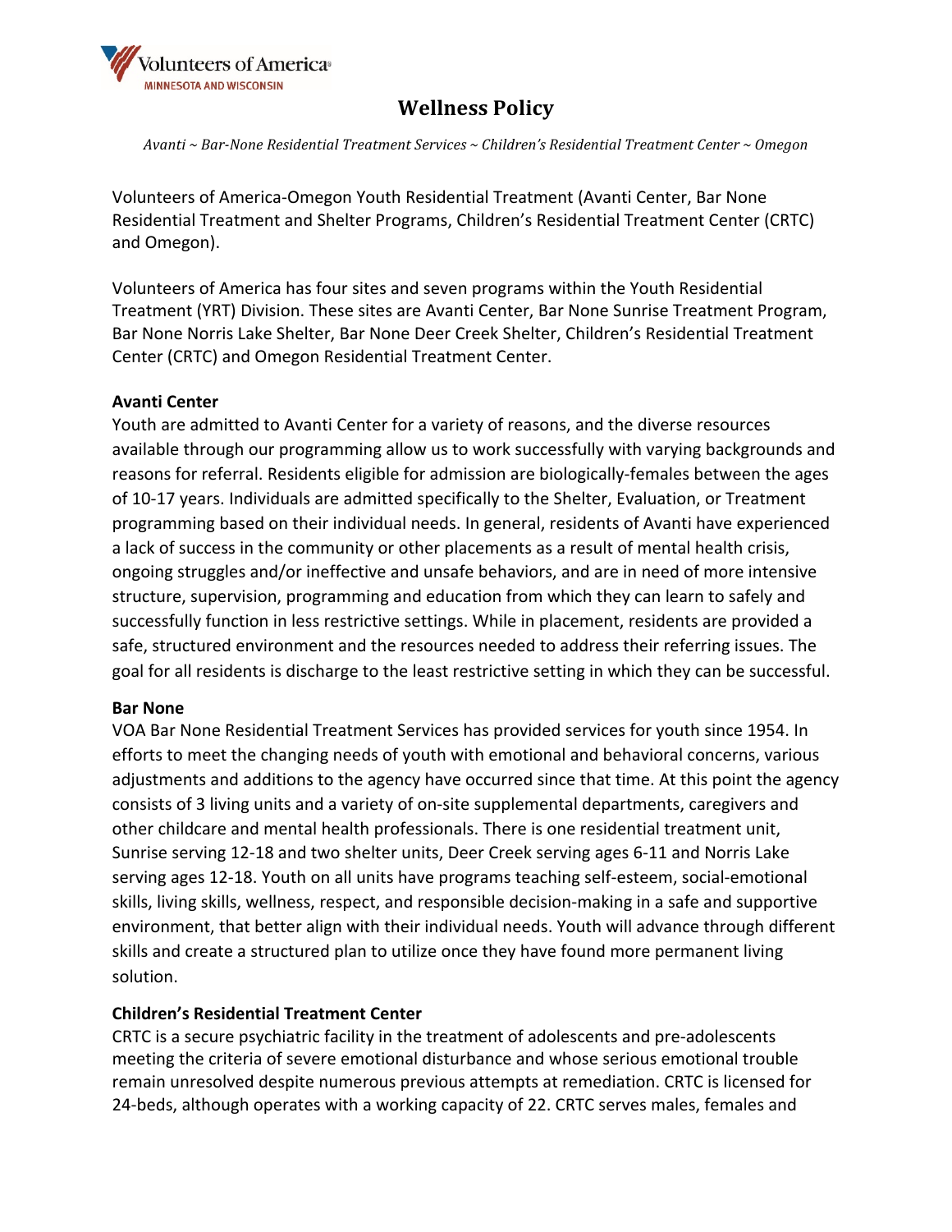# Wellness Policy

*Avanti ~ Bar-None Residential Treatment Services ~ Children's Residential Treatment Center ~ Omegon*

Volunteers of America-Omegon Youth Residential Treatment (Avanti Center, Bar None Residential Treatment and Shelter Programs, Children's Residential Treatment Center (CRTC) and Omegon).

Volunteers of America has four sites and seven programs within the Youth Residential Treatment (YRT) Division. These sites are Avanti Center, Bar None Sunrise Treatment Program, Bar None Norris Lake Shelter, Bar None Deer Creek Shelter, Children's Residential Treatment Center (CRTC) and Omegon Residential Treatment Center.

**Avanti Center**

Youth are admitted to Avanti Center for a variety of reasons, and the diverse resources available through our programming allow us to work successfully with varying backgrounds and reasons for referral. Residents eligible for admission are biologically-females between the ages of 10-17 years. Individuals are admitted specifically to the Shelter, Evaluation, or Treatment programming based on their individual needs. In general, residents of Avanti have experienced a lack of success in the community or other placements as a result of mental health crisis, ongoing struggles and/or ineffective and unsafe behaviors, and are in need of more intensive structure, supervision, programming and education from which they can learn to safely and successfully function in less restrictive settings. While in placement, residents are provided a safe, structured environment and the resources needed to address their referring issues. The goal for all residents is discharge to the least restrictive setting in which they can be successful.

**Bar None**

VOA Bar None Residential Treatment Services has provided services for youth since 1954. In efforts to meet the changing needs of youth with emotional and behavioral concerns, various adjustments and additions to the agency have occurred since that time. At this point the agency consists of 3 living units and a variety of on-site supplemental departments, caregivers and other childcare and mental health professionals. There is one residential treatment unit, Sunrise serving 12-18 and two shelter units, Deer Creek serving ages 6-11 and Norris Lake serving ages 12-18. Youth on all units have programs teaching self-esteem, social-emotional skills, living skills, wellness, respect, and responsible decision-making in a safe and supportive environment, that better align with their individual needs. Youth will advance through different skills and create a structured plan to utilize once they have found more permanent living solution.

**Children's Residential Treatment Center**

CRTC is a secure psychiatric facility in the treatment of adolescents and pre-adolescents meeting the criteria of severe emotional disturbance and whose serious emotional trouble remain unresolved despite numerous previous attempts at remediation. CRTC is licensed for 24-beds, although operates with a working capacity of 22. CRTC serves males, females and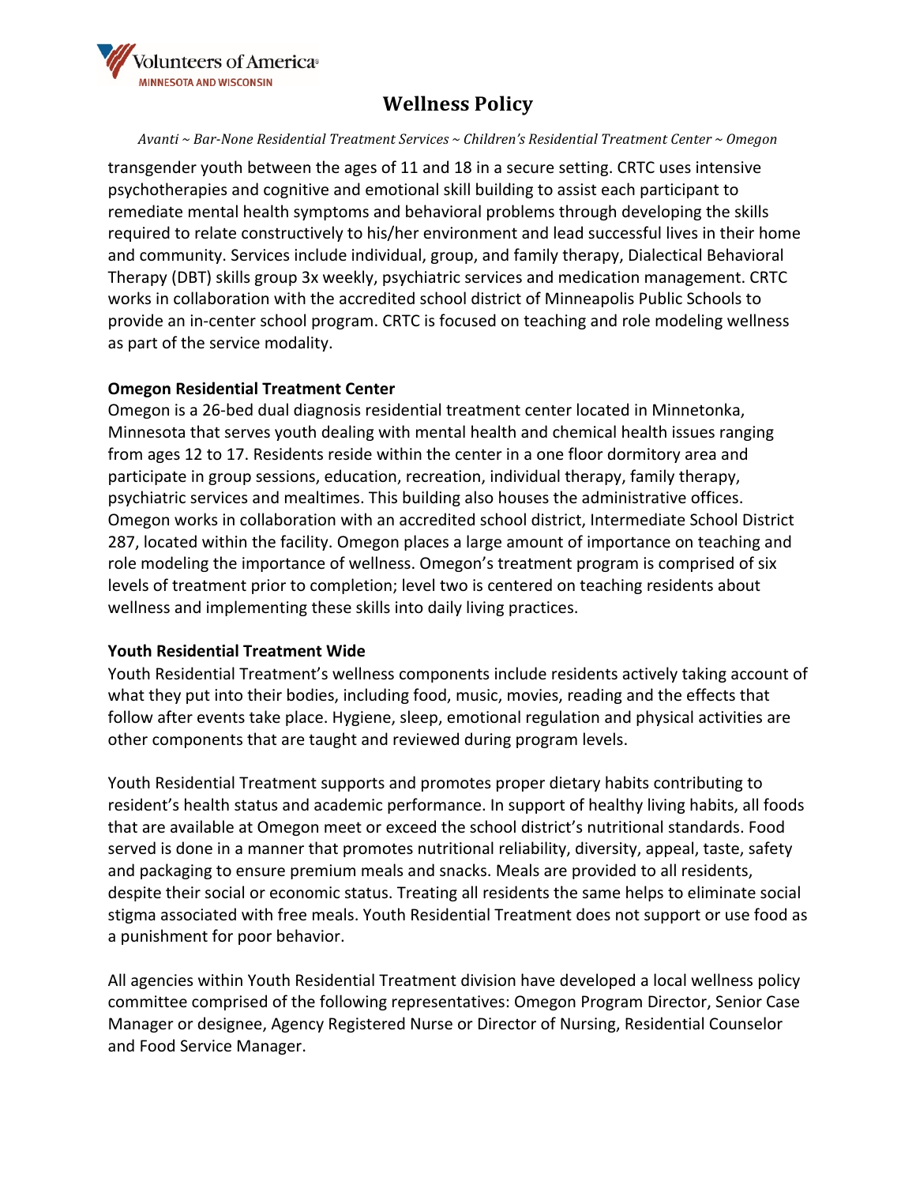transgender youth between the ages of 11 and 18 in a secure setting. CRTC uses intensive psychotherapies and cognitive and emotional skill building to assist each participant to remediate mental health symptoms and behavioral problems through developing the skills required to relate constructively to his/her environment and lead successful lives in their home and community. Services include individual, group, and family therapy, Dialectical Behavioral Therapy (DBT) skills group 3x weekly, psychiatric services and medication management. CRTC works in collaboration with the accredited school district of Minneapolis Public Schools to provide an in-center school program. CRTC is focused on teaching and role modeling wellness as part of the service modality.

**Omegon Residential Treatment Center**

Omegon is a 26-bed dual diagnosis residential treatment center located in Minnetonka, Minnesota that serves youth dealing with mental health and chemical health issues ranging from ages 12 to 17. Residents reside within the center in a one floor dormitory area and participate in group sessions, education, recreation, individual therapy, family therapy, psychiatric services and mealtimes. This building also houses the administrative offices. Omegon works in collaboration with an accredited school district, Intermediate School District 287, located within the facility. Omegon places a large amount of importance on teaching and role modeling the importance of wellness. Omegon's treatment program is comprised of six levels of treatment prior to completion; level two is centered on teaching residents about wellness and implementing these skills into daily living practices.

**Youth Residential Treatment Wide**

Youth Residential Treatment's wellness components include residents actively taking account of what they put into their bodies, including food, music, movies, reading and the effects that follow after events take place. Hygiene, sleep, emotional regulation and physical activities are other components that are taught and reviewed during program levels.

Youth Residential Treatment supports and promotes proper dietary habits contributing to resident's health status and academic performance. In support of healthy living habits, all foods that are available at Omegon meet or exceed the school district's nutritional standards. Food served is done in a manner that promotes nutritional reliability, diversity, appeal, taste, safety and packaging to ensure premium meals and snacks. Meals are provided to all residents, despite their social or economic status. Treating all residents the same helps to eliminate social stigma associated with free meals. Youth Residential Treatment does not support or use food as a punishment for poor behavior.

All agencies within Youth Residential Treatment division have developed a local wellness policy committee comprised of the following representatives: Omegon Program Director, Senior Case Manager or designee, Agency Registered Nurse or Director of Nursing, Residential Counselor and Food Service Manager.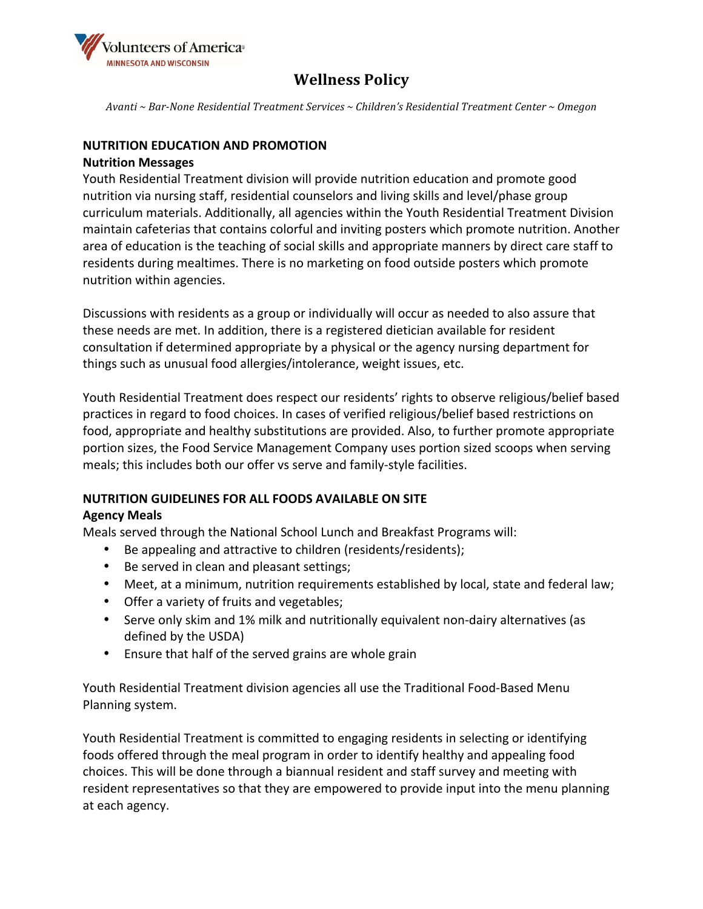# Wellness Policy

*Avanti ~ Bar-None Residential Treatment Services ~ Children's Residential Treatment Center ~ Omegon*

## NUTRITION EDUCATION AND PROMOTION

### Nutrition Messages

Youth Residential Treatment division will provide nutrition education and promote good nutrition via nursing staff, residential counselors and living skills and level/phase group curriculum materials. Additionally, all agencies within the Youth Residential Treatment Division maintain cafeterias that contains colorful and inviting posters which promote nutrition. Another area of education is the teaching of social skills and appropriate manners by direct care staff to residents during mealtimes. There is no marketing on food outside posters which promote nutrition within agencies.

Discussions with residents as a group or individually will occur as needed to also assure that these needs are met. In addition, there is a registered dietician available for resident consultation if determined appropriate by a physical or the agency nursing department for things such as unusual food allergies/intolerance, weight issues, etc.

Youth Residential Treatment does respect our residents' rights to observe religious/belief based practices in regard to food choices. In cases of verified religious/belief based restrictions on food, appropriate and healthy substitutions are provided. Also, to further promote appropriate portion sizes, the Food Service Management Company uses portion sized scoops when serving meals; this includes both our offer vs serve and family-style facilities.

## NUTRITION GUIDELINES FOR ALL FOODS AVAILABLE ON SITE

### Agency Meals

Meals served through the National School Lunch and Breakfast Programs will:

- Be appealing and attractive to children (residents/residents);
- Be served in clean and pleasant settings;
- Meet, at a minimum, nutrition requirements established by local, state and federal law;
- Offer a variety of fruits and vegetables;
- Serve only skim and 1% milk and nutritionally equivalent non-dairy alternatives (as defined by the USDA)
- Ensure that half of the served grains are whole grain

Youth Residential Treatment division agencies all use the Traditional Food-Based Menu Planning system.

Youth Residential Treatment is committed to engaging residents in selecting or identifying foods offered through the meal program in order to identify healthy and appealing food choices. This will be done through a biannual resident and staff survey and meeting with resident representatives so that they are empowered to provide input into the menu planning at each agency.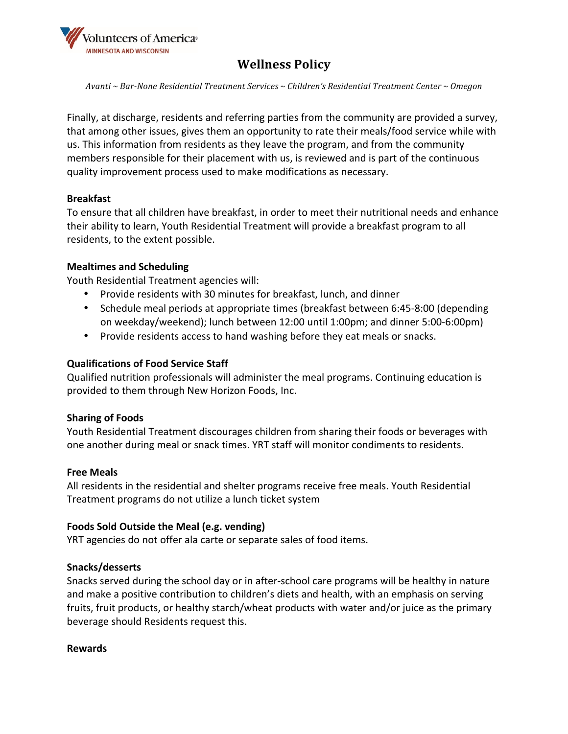Finally, at discharge, residents and referring parties from the community are provided a survey, that among other issues, gives them an opportunity to rate their meals/food service while with us. This information from residents as they leave the program, and from the community members responsible for their placement with us, is reviewed and is part of the continuous quality improvement process used to make modifications as necessary.

**Breakfast**

To ensure that all children have breakfast, in order to meet their nutritional needs and enhance their ability to learn, Youth Residential Treatment will provide a breakfast program to all residents, to the extent possible.

**Mealtimes and Scheduling**

Youth Residential Treatment agencies will:

- Provide residents with 30 minutes for breakfast, lunch, and dinner
- Schedule meal periods at appropriate times (breakfast between 6:45-8:00 (depending on weekday/weekend); lunch between 12:00 until 1:00pm; and dinner 5:00-6:00pm)
- Provide residents access to hand washing before they eat meals or snacks.

**Qualifications of Food Service Staff**

Qualified nutrition professionals will administer the meal programs. Continuing education is provided to them through New Horizon Foods, Inc.

**Sharing of Foods**

Youth Residential Treatment discourages children from sharing their foods or beverages with one another during meal or snack times. YRT staff will monitor condiments to residents.

**Free Meals**

All residents in the residential and shelter programs receive free meals. Youth Residential Treatment programs do not utilize a lunch ticket system

**Foods Sold Outside the Meal (e.g. vending)**

YRT agencies do not offer ala carte or separate sales of food items.

**Snacks/desserts**

Snacks served during the school day or in after-school care programs will be healthy in nature and make a positive contribution to children's diets and health, with an emphasis on serving fruits, fruit products, or healthy starch/wheat products with water and/or juice as the primary beverage should Residents request this.

**Rewards**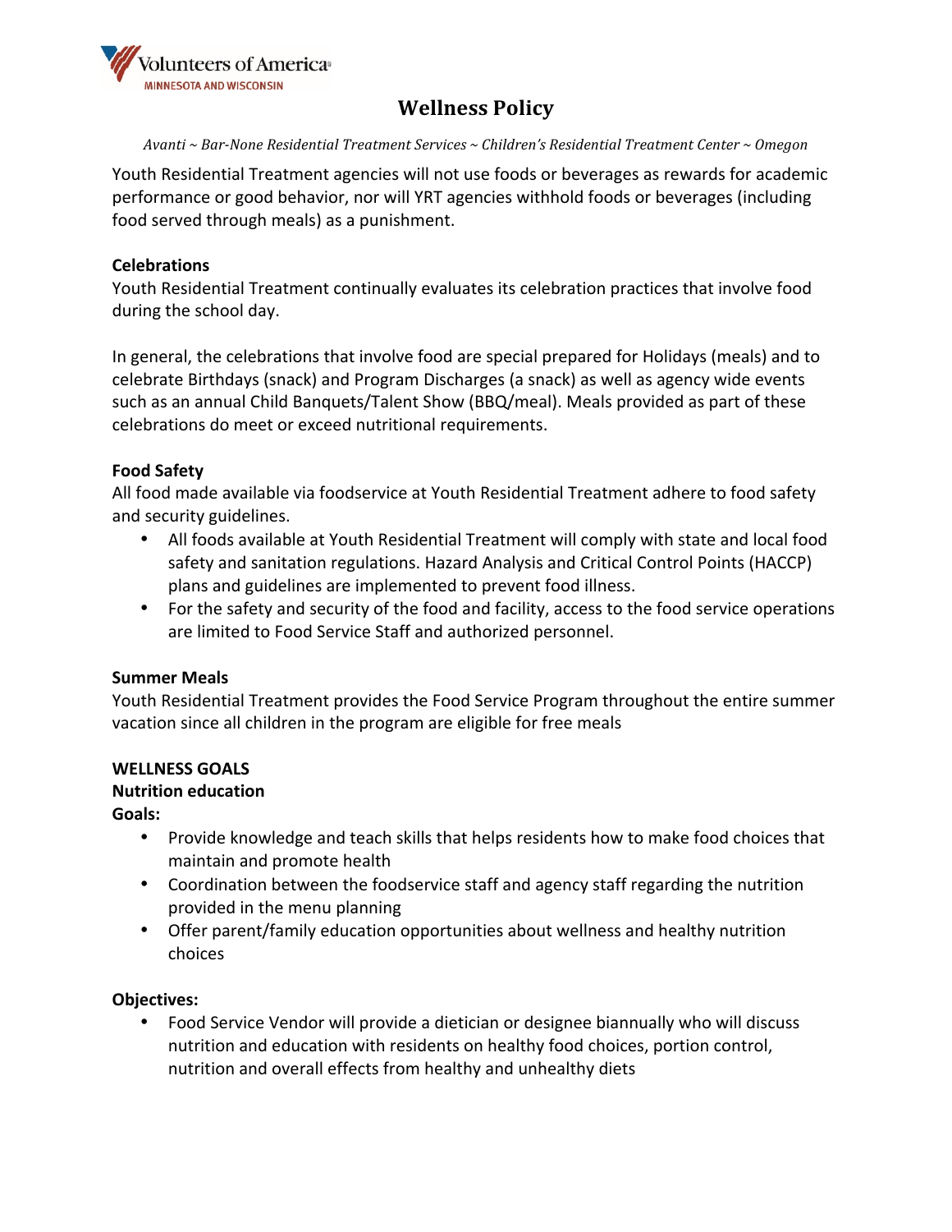Volunteers of America
MINNESOTA AND WISCONSIN

# Wellness Policy

*Avanti ~ Bar-None Residential Treatment Services ~ Children's Residential Treatment Center ~ Omegon*

Youth Residential Treatment agencies will not use foods or beverages as rewards for academic performance or good behavior, nor will YRT agencies withhold foods or beverages (including food served through meals) as a punishment.

**Celebrations**
Youth Residential Treatment continually evaluates its celebration practices that involve food during the school day.

In general, the celebrations that involve food are special prepared for Holidays (meals) and to celebrate Birthdays (snack) and Program Discharges (a snack) as well as agency wide events such as an annual Child Banquets/Talent Show (BBQ/meal). Meals provided as part of these celebrations do meet or exceed nutritional requirements.

**Food Safety**
All food made available via foodservice at Youth Residential Treatment adhere to food safety and security guidelines.

- All foods available at Youth Residential Treatment will comply with state and local food safety and sanitation regulations. Hazard Analysis and Critical Control Points (HACCP) plans and guidelines are implemented to prevent food illness.
- For the safety and security of the food and facility, access to the food service operations are limited to Food Service Staff and authorized personnel.

**Summer Meals**
Youth Residential Treatment provides the Food Service Program throughout the entire summer vacation since all children in the program are eligible for free meals

**WELLNESS GOALS**
**Nutrition education**
**Goals:**

- Provide knowledge and teach skills that helps residents how to make food choices that maintain and promote health
- Coordination between the foodservice staff and agency staff regarding the nutrition provided in the menu planning
- Offer parent/family education opportunities about wellness and healthy nutrition choices

**Objectives:**

- Food Service Vendor will provide a dietician or designee biannually who will discuss nutrition and education with residents on healthy food choices, portion control, nutrition and overall effects from healthy and unhealthy diets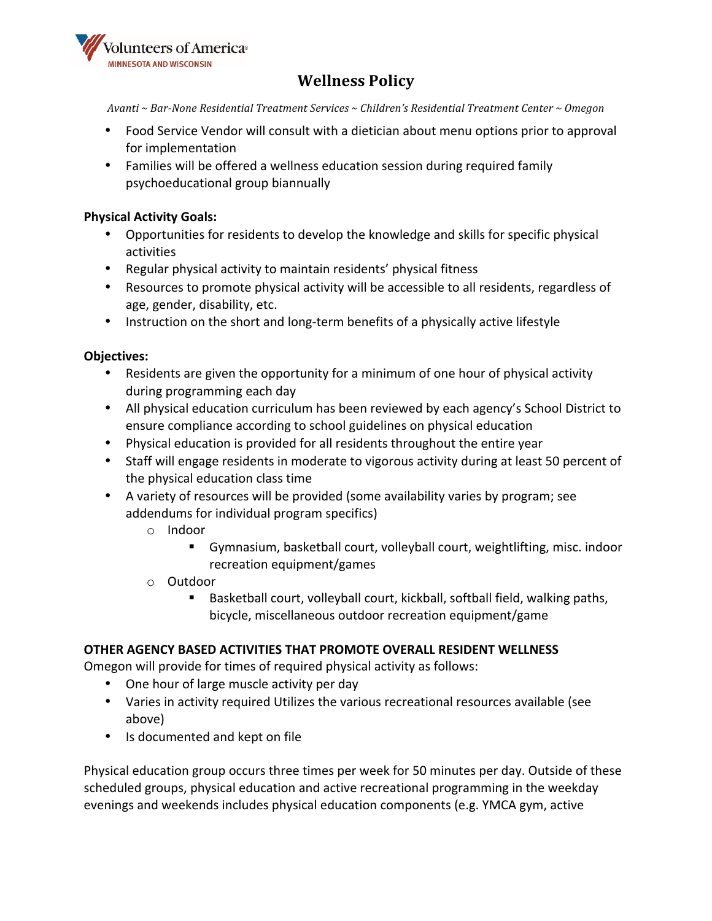# Wellness Policy

*Avanti ~ Bar-None Residential Treatment Services ~ Children's Residential Treatment Center ~ Omegon*

- Food Service Vendor will consult with a dietician about menu options prior to approval for implementation
- Families will be offered a wellness education session during required family psychoeducational group biannually

**Physical Activity Goals:**

- Opportunities for residents to develop the knowledge and skills for specific physical activities
- Regular physical activity to maintain residents' physical fitness
- Resources to promote physical activity will be accessible to all residents, regardless of age, gender, disability, etc.
- Instruction on the short and long-term benefits of a physically active lifestyle

**Objectives:**

- Residents are given the opportunity for a minimum of one hour of physical activity during programming each day
- All physical education curriculum has been reviewed by each agency's School District to ensure compliance according to school guidelines on physical education
- Physical education is provided for all residents throughout the entire year
- Staff will engage residents in moderate to vigorous activity during at least 50 percent of the physical education class time
- A variety of resources will be provided (some availability varies by program; see addendums for individual program specifics)
  - Indoor
    - Gymnasium, basketball court, volleyball court, weightlifting, misc. indoor recreation equipment/games
  - Outdoor
    - Basketball court, volleyball court, kickball, softball field, walking paths, bicycle, miscellaneous outdoor recreation equipment/game

**OTHER AGENCY BASED ACTIVITIES THAT PROMOTE OVERALL RESIDENT WELLNESS**

Omegon will provide for times of required physical activity as follows:

- One hour of large muscle activity per day
- Varies in activity required Utilizes the various recreational resources available (see above)
- Is documented and kept on file

Physical education group occurs three times per week for 50 minutes per day. Outside of these scheduled groups, physical education and active recreational programming in the weekday evenings and weekends includes physical education components (e.g. YMCA gym, active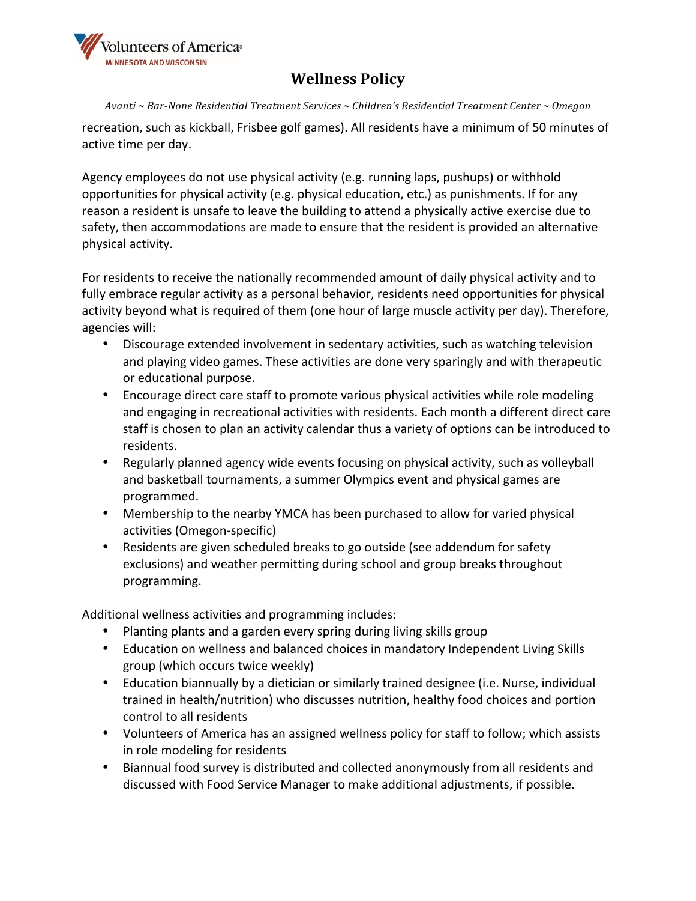recreation, such as kickball, Frisbee golf games). All residents have a minimum of 50 minutes of active time per day.

Agency employees do not use physical activity (e.g. running laps, pushups) or withhold opportunities for physical activity (e.g. physical education, etc.) as punishments. If for any reason a resident is unsafe to leave the building to attend a physically active exercise due to safety, then accommodations are made to ensure that the resident is provided an alternative physical activity.

For residents to receive the nationally recommended amount of daily physical activity and to fully embrace regular activity as a personal behavior, residents need opportunities for physical activity beyond what is required of them (one hour of large muscle activity per day). Therefore, agencies will:

- Discourage extended involvement in sedentary activities, such as watching television and playing video games. These activities are done very sparingly and with therapeutic or educational purpose.
- Encourage direct care staff to promote various physical activities while role modeling and engaging in recreational activities with residents. Each month a different direct care staff is chosen to plan an activity calendar thus a variety of options can be introduced to residents.
- Regularly planned agency wide events focusing on physical activity, such as volleyball and basketball tournaments, a summer Olympics event and physical games are programmed.
- Membership to the nearby YMCA has been purchased to allow for varied physical activities (Omegon-specific)
- Residents are given scheduled breaks to go outside (see addendum for safety exclusions) and weather permitting during school and group breaks throughout programming.

Additional wellness activities and programming includes:

- Planting plants and a garden every spring during living skills group
- Education on wellness and balanced choices in mandatory Independent Living Skills group (which occurs twice weekly)
- Education biannually by a dietician or similarly trained designee (i.e. Nurse, individual trained in health/nutrition) who discusses nutrition, healthy food choices and portion control to all residents
- Volunteers of America has an assigned wellness policy for staff to follow; which assists in role modeling for residents
- Biannual food survey is distributed and collected anonymously from all residents and discussed with Food Service Manager to make additional adjustments, if possible.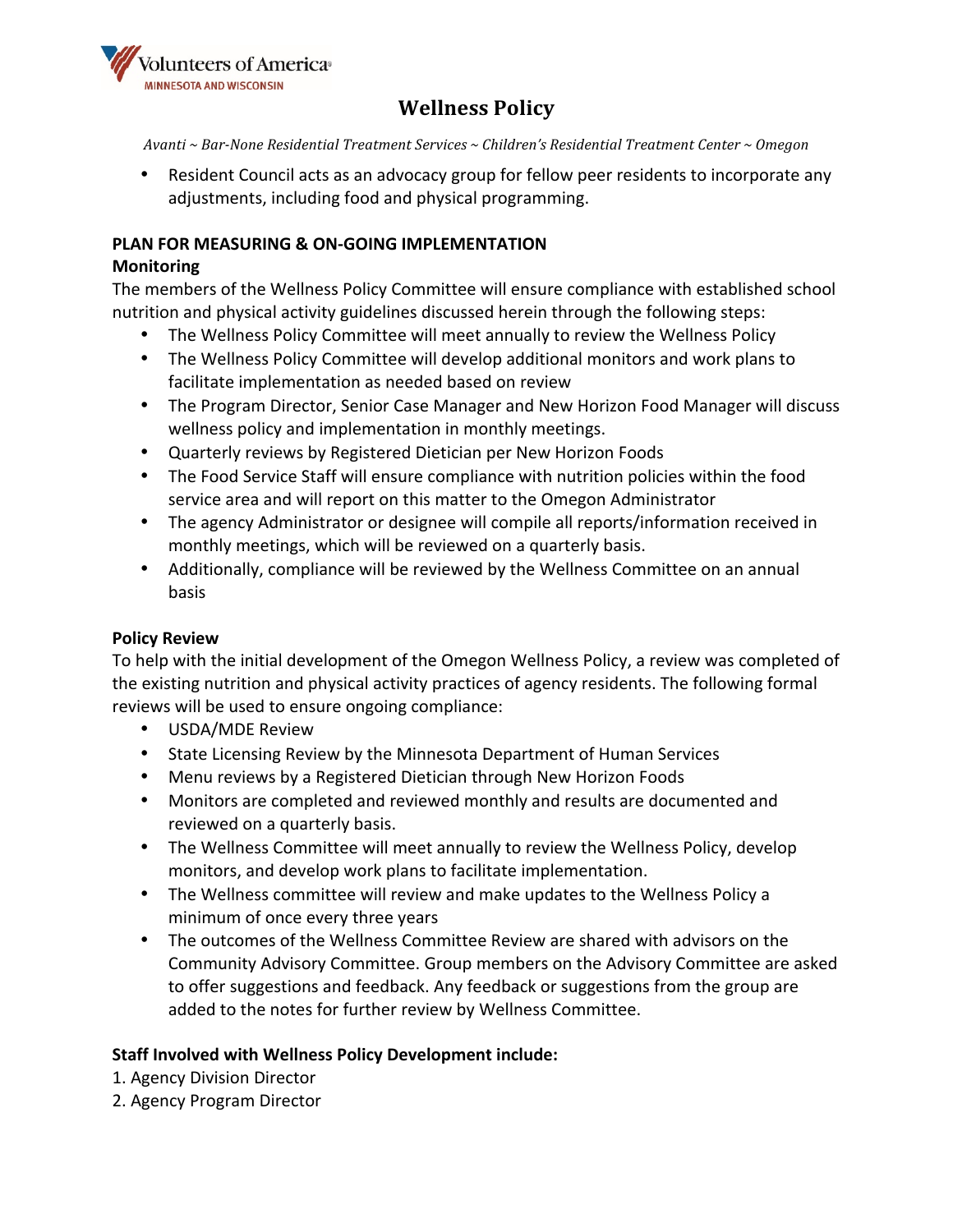# Wellness Policy

*Avanti ~ Bar-None Residential Treatment Services ~ Children's Residential Treatment Center ~ Omegon*

- Resident Council acts as an advocacy group for fellow peer residents to incorporate any adjustments, including food and physical programming.

**PLAN FOR MEASURING & ON-GOING IMPLEMENTATION**

**Monitoring**

The members of the Wellness Policy Committee will ensure compliance with established school nutrition and physical activity guidelines discussed herein through the following steps:

- The Wellness Policy Committee will meet annually to review the Wellness Policy
- The Wellness Policy Committee will develop additional monitors and work plans to facilitate implementation as needed based on review
- The Program Director, Senior Case Manager and New Horizon Food Manager will discuss wellness policy and implementation in monthly meetings.
- Quarterly reviews by Registered Dietician per New Horizon Foods
- The Food Service Staff will ensure compliance with nutrition policies within the food service area and will report on this matter to the Omegon Administrator
- The agency Administrator or designee will compile all reports/information received in monthly meetings, which will be reviewed on a quarterly basis.
- Additionally, compliance will be reviewed by the Wellness Committee on an annual basis

**Policy Review**

To help with the initial development of the Omegon Wellness Policy, a review was completed of the existing nutrition and physical activity practices of agency residents. The following formal reviews will be used to ensure ongoing compliance:

- USDA/MDE Review
- State Licensing Review by the Minnesota Department of Human Services
- Menu reviews by a Registered Dietician through New Horizon Foods
- Monitors are completed and reviewed monthly and results are documented and reviewed on a quarterly basis.
- The Wellness Committee will meet annually to review the Wellness Policy, develop monitors, and develop work plans to facilitate implementation.
- The Wellness committee will review and make updates to the Wellness Policy a minimum of once every three years
- The outcomes of the Wellness Committee Review are shared with advisors on the Community Advisory Committee. Group members on the Advisory Committee are asked to offer suggestions and feedback. Any feedback or suggestions from the group are added to the notes for further review by Wellness Committee.

**Staff Involved with Wellness Policy Development include:**

1. Agency Division Director
2. Agency Program Director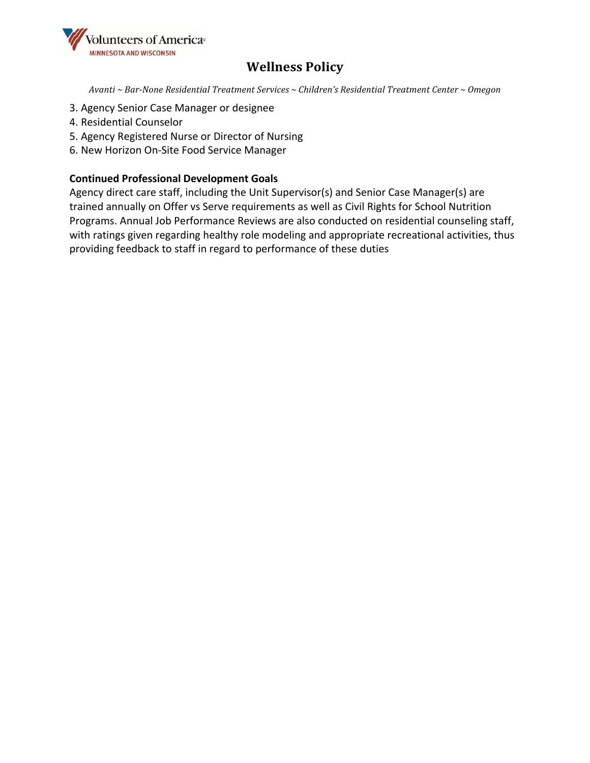3. Agency Senior Case Manager or designee
4. Residential Counselor
5. Agency Registered Nurse or Director of Nursing
6. New Horizon On-Site Food Service Manager

**Continued Professional Development Goals**

Agency direct care staff, including the Unit Supervisor(s) and Senior Case Manager(s) are trained annually on Offer vs Serve requirements as well as Civil Rights for School Nutrition Programs. Annual Job Performance Reviews are also conducted on residential counseling staff, with ratings given regarding healthy role modeling and appropriate recreational activities, thus providing feedback to staff in regard to performance of these duties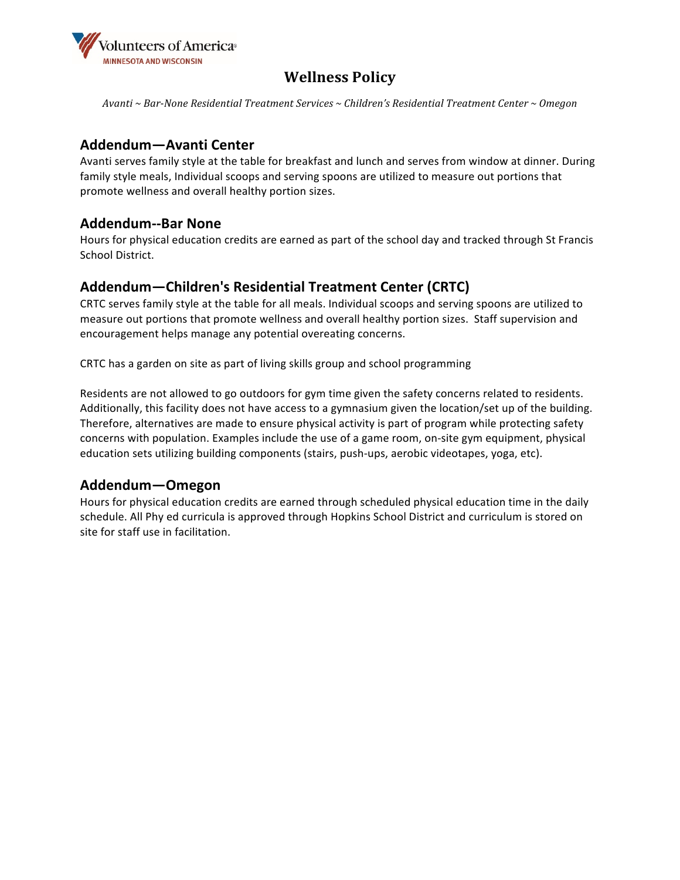Volunteers of America
MINNESOTA AND WISCONSIN

# Wellness Policy

*Avanti ~ Bar-None Residential Treatment Services ~ Children's Residential Treatment Center ~ Omegon*

## Addendum—Avanti Center

Avanti serves family style at the table for breakfast and lunch and serves from window at dinner. During family style meals, Individual scoops and serving spoons are utilized to measure out portions that promote wellness and overall healthy portion sizes.

## Addendum--Bar None

Hours for physical education credits are earned as part of the school day and tracked through St Francis School District.

## Addendum—Children's Residential Treatment Center (CRTC)

CRTC serves family style at the table for all meals. Individual scoops and serving spoons are utilized to measure out portions that promote wellness and overall healthy portion sizes. Staff supervision and encouragement helps manage any potential overeating concerns.

CRTC has a garden on site as part of living skills group and school programming

Residents are not allowed to go outdoors for gym time given the safety concerns related to residents. Additionally, this facility does not have access to a gymnasium given the location/set up of the building. Therefore, alternatives are made to ensure physical activity is part of program while protecting safety concerns with population. Examples include the use of a game room, on-site gym equipment, physical education sets utilizing building components (stairs, push-ups, aerobic videotapes, yoga, etc).

## Addendum—Omegon

Hours for physical education credits are earned through scheduled physical education time in the daily schedule. All Phy ed curricula is approved through Hopkins School District and curriculum is stored on site for staff use in facilitation.